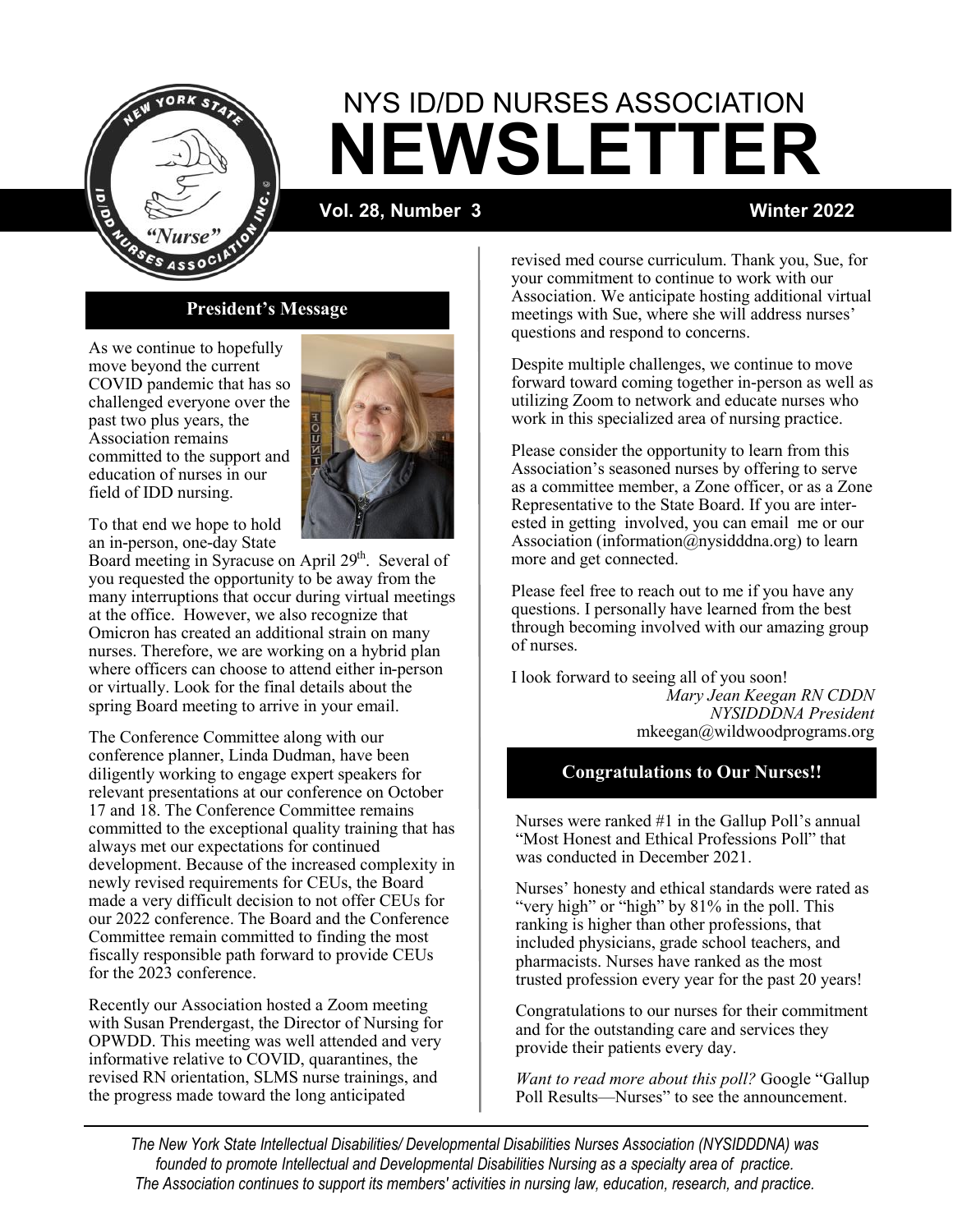# NYS ID/DD NURSES ASSOCIATION NEWSLETTER

**Vol. 28, Number 3** **Winter 2022**

## President's Message

As we continue to hopefully move beyond the current COVID pandemic that has so challenged everyone over the past two plus years, the Association remains committed to the support and education of nurses in our field of IDD nursing.

To that end we hope to hold an in-person, one-day State Board meeting in Syracuse on April 29th. Several of you requested the opportunity to be away from the many interruptions that occur during virtual meetings at the office. However, we also recognize that Omicron has created an additional strain on many nurses. Therefore, we are working on a hybrid plan where officers can choose to attend either in-person or virtually. Look for the final details about the spring Board meeting to arrive in your email.

The Conference Committee along with our conference planner, Linda Dudman, have been diligently working to engage expert speakers for relevant presentations at our conference on October 17 and 18. The Conference Committee remains committed to the exceptional quality training that has always met our expectations for continued development. Because of the increased complexity in newly revised requirements for CEUs, the Board made a very difficult decision to not offer CEUs for our 2022 conference. The Board and the Conference Committee remain committed to finding the most fiscally responsible path forward to provide CEUs for the 2023 conference.

Recently our Association hosted a Zoom meeting with Susan Prendergast, the Director of Nursing for OPWDD. This meeting was well attended and very informative relative to COVID, quarantines, the revised RN orientation, SLMS nurse trainings, and the progress made toward the long anticipated revised med course curriculum. Thank you, Sue, for your commitment to continue to work with our Association. We anticipate hosting additional virtual meetings with Sue, where she will address nurses' questions and respond to concerns.

Despite multiple challenges, we continue to move forward toward coming together in-person as well as utilizing Zoom to network and educate nurses who work in this specialized area of nursing practice.

Please consider the opportunity to learn from this Association's seasoned nurses by offering to serve as a committee member, a Zone officer, or as a Zone Representative to the State Board. If you are interested in getting involved, you can email me or our Association (information@nysidddna.org) to learn more and get connected.

Please feel free to reach out to me if you have any questions. I personally have learned from the best through becoming involved with our amazing group of nurses.

I look forward to seeing all of you soon!

*Mary Jean Keegan RN CDDN*
*NYSIDDDNA President*
mkeegan@wildwoodprograms.org

## Congratulations to Our Nurses!!

Nurses were ranked #1 in the Gallup Poll's annual "Most Honest and Ethical Professions Poll" that was conducted in December 2021.

Nurses' honesty and ethical standards were rated as "very high" or "high" by 81% in the poll. This ranking is higher than other professions, that included physicians, grade school teachers, and pharmacists. Nurses have ranked as the most trusted profession every year for the past 20 years!

Congratulations to our nurses for their commitment and for the outstanding care and services they provide their patients every day.

*Want to read more about this poll?* Google "Gallup Poll Results—Nurses" to see the announcement.

---

*The New York State Intellectual Disabilities/ Developmental Disabilities Nurses Association (NYSIDDDNA) was founded to promote Intellectual and Developmental Disabilities Nursing as a specialty area of practice. The Association continues to support its members' activities in nursing law, education, research, and practice.*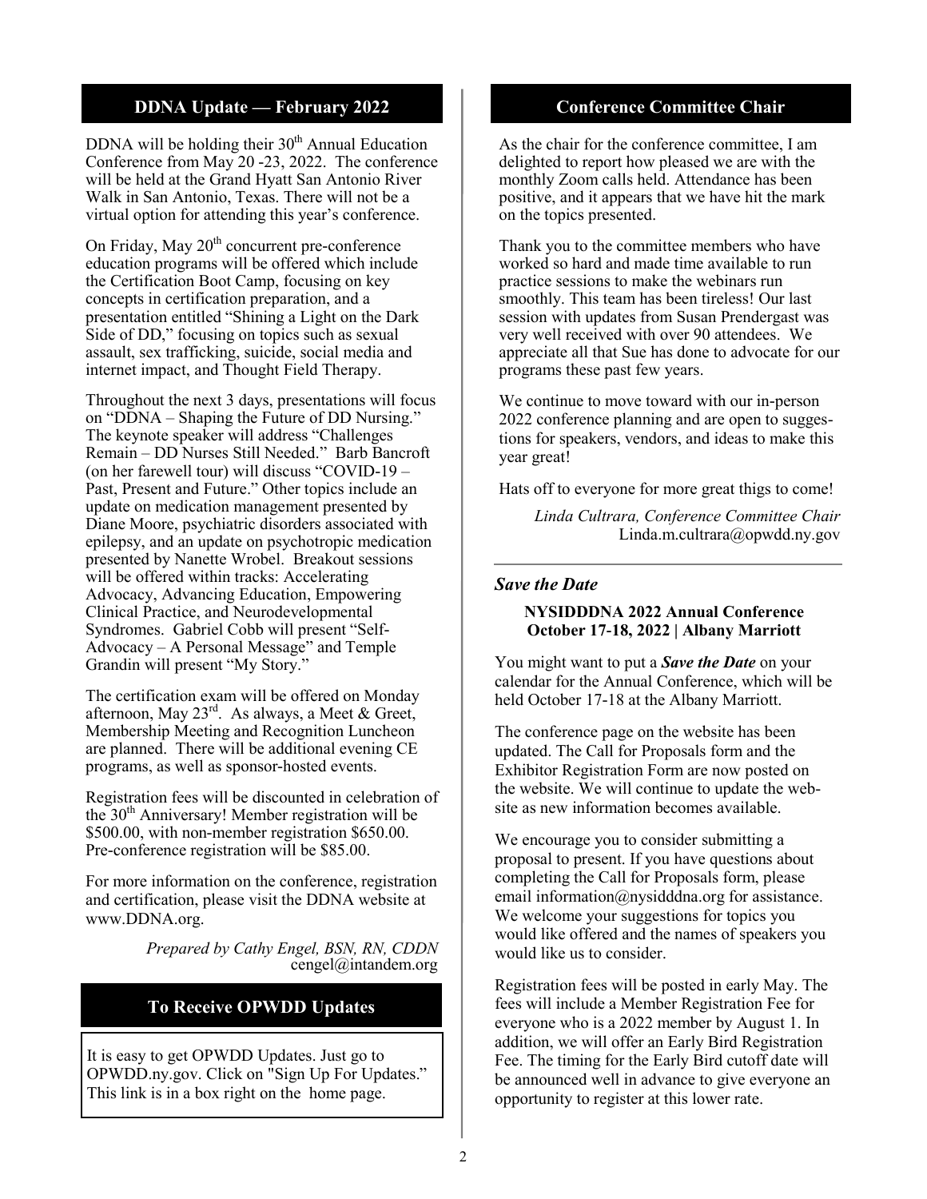## DDNA Update — February 2022

DDNA will be holding their 30th Annual Education Conference from May 20 -23, 2022. The conference will be held at the Grand Hyatt San Antonio River Walk in San Antonio, Texas. There will not be a virtual option for attending this year's conference.

On Friday, May 20th concurrent pre-conference education programs will be offered which include the Certification Boot Camp, focusing on key concepts in certification preparation, and a presentation entitled "Shining a Light on the Dark Side of DD," focusing on topics such as sexual assault, sex trafficking, suicide, social media and internet impact, and Thought Field Therapy.

Throughout the next 3 days, presentations will focus on "DDNA – Shaping the Future of DD Nursing." The keynote speaker will address "Challenges Remain – DD Nurses Still Needed." Barb Bancroft (on her farewell tour) will discuss "COVID-19 – Past, Present and Future." Other topics include an update on medication management presented by Diane Moore, psychiatric disorders associated with epilepsy, and an update on psychotropic medication presented by Nanette Wrobel. Breakout sessions will be offered within tracks: Accelerating Advocacy, Advancing Education, Empowering Clinical Practice, and Neurodevelopmental Syndromes. Gabriel Cobb will present "Self-Advocacy – A Personal Message" and Temple Grandin will present "My Story."

The certification exam will be offered on Monday afternoon, May 23rd. As always, a Meet & Greet, Membership Meeting and Recognition Luncheon are planned. There will be additional evening CE programs, as well as sponsor-hosted events.

Registration fees will be discounted in celebration of the 30th Anniversary! Member registration will be $500.00, with non-member registration $650.00. Pre-conference registration will be $85.00.

For more information on the conference, registration and certification, please visit the DDNA website at www.DDNA.org.

*Prepared by Cathy Engel, BSN, RN, CDDN*
cengel@intandem.org

## To Receive OPWDD Updates

It is easy to get OPWDD Updates. Just go to OPWDD.ny.gov. Click on "Sign Up For Updates." This link is in a box right on the home page.

## Conference Committee Chair

As the chair for the conference committee, I am delighted to report how pleased we are with the monthly Zoom calls held. Attendance has been positive, and it appears that we have hit the mark on the topics presented.

Thank you to the committee members who have worked so hard and made time available to run practice sessions to make the webinars run smoothly. This team has been tireless! Our last session with updates from Susan Prendergast was very well received with over 90 attendees. We appreciate all that Sue has done to advocate for our programs these past few years.

We continue to move toward with our in-person 2022 conference planning and are open to suggestions for speakers, vendors, and ideas to make this year great!

Hats off to everyone for more great thigs to come!

*Linda Cultrara, Conference Committee Chair*
Linda.m.cultrara@opwdd.ny.gov

### *Save the Date*

**NYSIDDDNA 2022 Annual Conference**
**October 17-18, 2022 | Albany Marriott**

You might want to put a ***Save the Date*** on your calendar for the Annual Conference, which will be held October 17-18 at the Albany Marriott.

The conference page on the website has been updated. The Call for Proposals form and the Exhibitor Registration Form are now posted on the website. We will continue to update the website as new information becomes available.

We encourage you to consider submitting a proposal to present. If you have questions about completing the Call for Proposals form, please email information@nysidddna.org for assistance. We welcome your suggestions for topics you would like offered and the names of speakers you would like us to consider.

Registration fees will be posted in early May. The fees will include a Member Registration Fee for everyone who is a 2022 member by August 1. In addition, we will offer an Early Bird Registration Fee. The timing for the Early Bird cutoff date will be announced well in advance to give everyone an opportunity to register at this lower rate.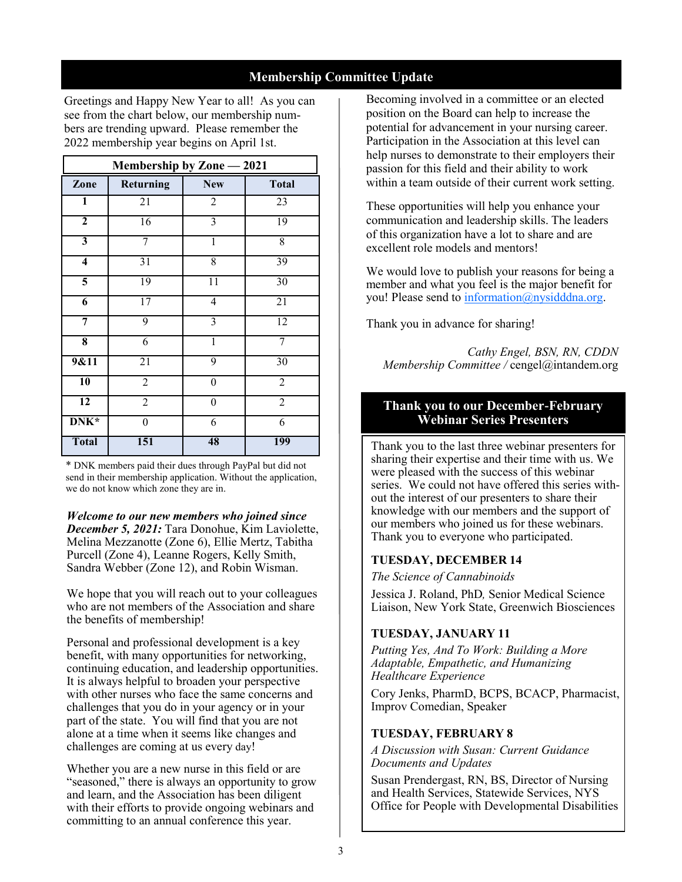## Membership Committee Update

Greetings and Happy New Year to all! As you can see from the chart below, our membership numbers are trending upward. Please remember the 2022 membership year begins on April 1st.

| Membership by Zone — 2021 | | | |
|---|---|---|---|
| **Zone** | **Returning** | **New** | **Total** |
| 1 | 21 | 2 | 23 |
| 2 | 16 | 3 | 19 |
| 3 | 7 | 1 | 8 |
| 4 | 31 | 8 | 39 |
| 5 | 19 | 11 | 30 |
| 6 | 17 | 4 | 21 |
| 7 | 9 | 3 | 12 |
| 8 | 6 | 1 | 7 |
| 9&11 | 21 | 9 | 30 |
| 10 | 2 | 0 | 2 |
| 12 | 2 | 0 | 2 |
| DNK* | 0 | 6 | 6 |
| **Total** | **151** | **48** | **199** |

* DNK members paid their dues through PayPal but did not send in their membership application. Without the application, we do not know which zone they are in.

***Welcome to our new members who joined since December 5, 2021:*** Tara Donohue, Kim Laviolette, Melina Mezzanotte (Zone 6), Ellie Mertz, Tabitha Purcell (Zone 4), Leanne Rogers, Kelly Smith, Sandra Webber (Zone 12), and Robin Wisman.

We hope that you will reach out to your colleagues who are not members of the Association and share the benefits of membership!

Personal and professional development is a key benefit, with many opportunities for networking, continuing education, and leadership opportunities. It is always helpful to broaden your perspective with other nurses who face the same concerns and challenges that you do in your agency or in your part of the state. You will find that you are not alone at a time when it seems like changes and challenges are coming at us every day!

Whether you are a new nurse in this field or are "seasoned," there is always an opportunity to grow and learn, and the Association has been diligent with their efforts to provide ongoing webinars and committing to an annual conference this year.

Becoming involved in a committee or an elected position on the Board can help to increase the potential for advancement in your nursing career. Participation in the Association at this level can help nurses to demonstrate to their employers their passion for this field and their ability to work within a team outside of their current work setting.

These opportunities will help you enhance your communication and leadership skills. The leaders of this organization have a lot to share and are excellent role models and mentors!

We would love to publish your reasons for being a member and what you feel is the major benefit for you! Please send to information@nysidddna.org.

Thank you in advance for sharing!

*Cathy Engel, BSN, RN, CDDN*
*Membership Committee* / cengel@intandem.org

## Thank you to our December-February Webinar Series Presenters

Thank you to the last three webinar presenters for sharing their expertise and their time with us. We were pleased with the success of this webinar series. We could not have offered this series without the interest of our presenters to share their knowledge with our members and the support of our members who joined us for these webinars. Thank you to everyone who participated.

**TUESDAY, DECEMBER 14**

*The Science of Cannabinoids*

Jessica J. Roland, PhD, Senior Medical Science Liaison, New York State, Greenwich Biosciences

**TUESDAY, JANUARY 11**

*Putting Yes, And To Work: Building a More Adaptable, Empathetic, and Humanizing Healthcare Experience*

Cory Jenks, PharmD, BCPS, BCACP, Pharmacist, Improv Comedian, Speaker

**TUESDAY, FEBRUARY 8**

*A Discussion with Susan: Current Guidance Documents and Updates*

Susan Prendergast, RN, BS, Director of Nursing and Health Services, Statewide Services, NYS Office for People with Developmental Disabilities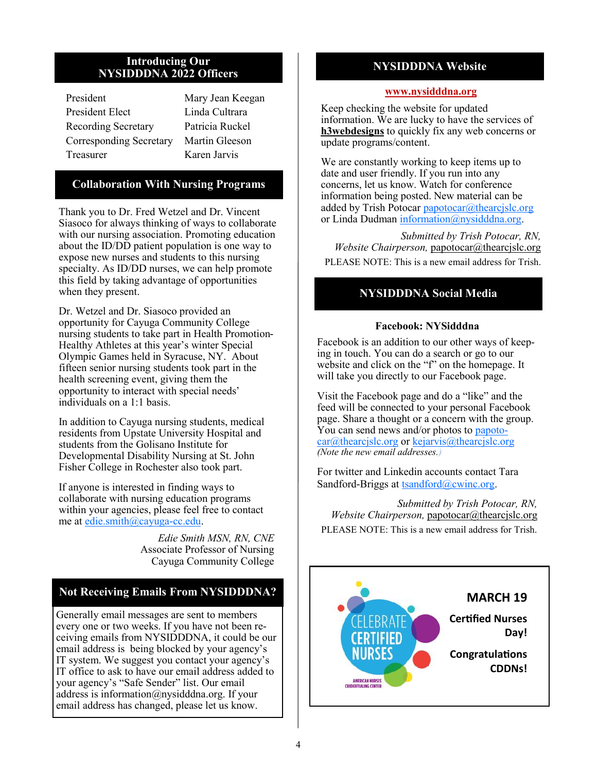## Introducing Our NYSIDDDNA 2022 Officers

| | |
|---|---|
| President | Mary Jean Keegan |
| President Elect | Linda Cultrara |
| Recording Secretary | Patricia Ruckel |
| Corresponding Secretary | Martin Gleeson |
| Treasurer | Karen Jarvis |

## Collaboration With Nursing Programs

Thank you to Dr. Fred Wetzel and Dr. Vincent Siasoco for always thinking of ways to collaborate with our nursing association. Promoting education about the ID/DD patient population is one way to expose new nurses and students to this nursing specialty. As ID/DD nurses, we can help promote this field by taking advantage of opportunities when they present.

Dr. Wetzel and Dr. Siasoco provided an opportunity for Cayuga Community College nursing students to take part in Health Promotion-Healthy Athletes at this year's winter Special Olympic Games held in Syracuse, NY. About fifteen senior nursing students took part in the health screening event, giving them the opportunity to interact with special needs' individuals on a 1:1 basis.

In addition to Cayuga nursing students, medical residents from Upstate University Hospital and students from the Golisano Institute for Developmental Disability Nursing at St. John Fisher College in Rochester also took part.

If anyone is interested in finding ways to collaborate with nursing education programs within your agencies, please feel free to contact me at edie.smith@cayuga-cc.edu.

*Edie Smith MSN, RN, CNE*
Associate Professor of Nursing
Cayuga Community College

## Not Receiving Emails From NYSIDDDNA?

Generally email messages are sent to members every one or two weeks. If you have not been receiving emails from NYSIDDDNA, it could be our email address is being blocked by your agency's IT system. We suggest you contact your agency's IT office to ask to have our email address added to your agency's "Safe Sender" list. Our email address is information@nysidddna.org. If your email address has changed, please let us know.

## NYSIDDDNA Website

**www.nysidddna.org**

Keep checking the website for updated information. We are lucky to have the services of **h3webdesigns** to quickly fix any web concerns or update programs/content.

We are constantly working to keep items up to date and user friendly. If you run into any concerns, let us know. Watch for conference information being posted. New material can be added by Trish Potocar papotocar@thearcjslc.org or Linda Dudman information@nysidddna.org.

*Submitted by Trish Potocar, RN,*
*Website Chairperson,* papotocar@thearcjslc.org

PLEASE NOTE: This is a new email address for Trish.

## NYSIDDDNA Social Media

**Facebook: NYSidddna**

Facebook is an addition to our other ways of keeping in touch. You can do a search or go to our website and click on the "f" on the homepage. It will take you directly to our Facebook page.

Visit the Facebook page and do a "like" and the feed will be connected to your personal Facebook page. Share a thought or a concern with the group. You can send news and/or photos to papotocar@thearcjslc.org or kejarvis@thearcjslc.org
*(Note the new email addresses.)*

For twitter and Linkedin accounts contact Tara Sandford-Briggs at tsandford@cwinc.org.

*Submitted by Trish Potocar, RN,*
*Website Chairperson,* papotocar@thearcjslc.org

PLEASE NOTE: This is a new email address for Trish.

CELEBRATE CERTIFIED NURSES
AMERICAN NURSES CREDENTIALING CENTER

**MARCH 19**

**Certified Nurses Day!**

**Congratulations CDDNs!**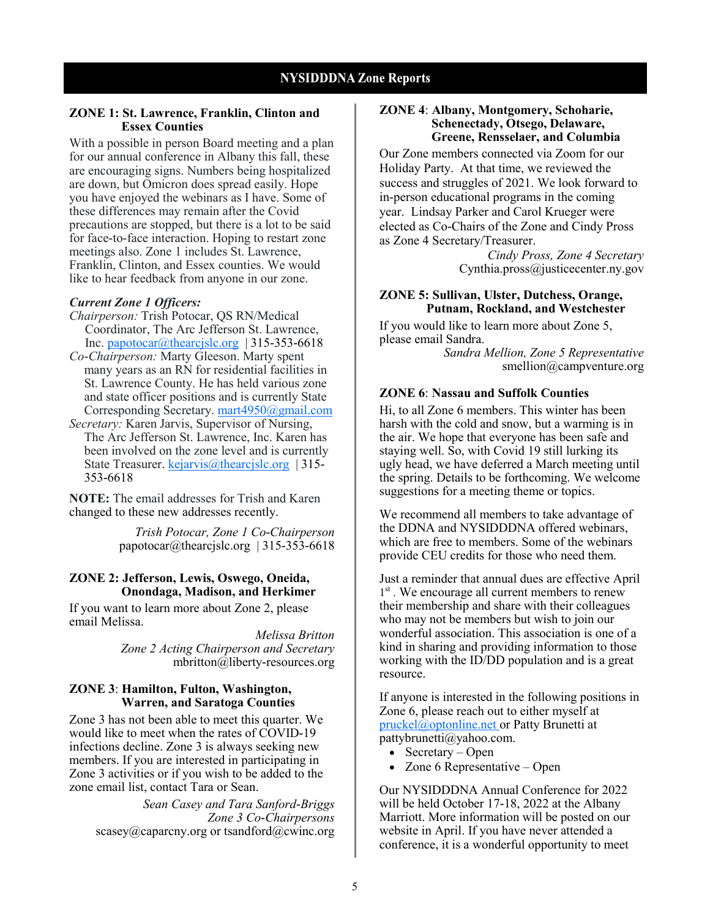# NYSIDDDNA Zone Reports

## ZONE 1: St. Lawrence, Franklin, Clinton and Essex Counties

With a possible in person Board meeting and a plan for our annual conference in Albany this fall, these are encouraging signs. Numbers being hospitalized are down, but Omicron does spread easily. Hope you have enjoyed the webinars as I have. Some of these differences may remain after the Covid precautions are stopped, but there is a lot to be said for face-to-face interaction. Hoping to restart zone meetings also. Zone 1 includes St. Lawrence, Franklin, Clinton, and Essex counties. We would like to hear feedback from anyone in our zone.

***Current Zone 1 Officers:***

*Chairperson:* Trish Potocar, QS RN/Medical Coordinator, The Arc Jefferson St. Lawrence, Inc. papotocar@thearcjslc.org | 315-353-6618

*Co-Chairperson:* Marty Gleeson. Marty spent many years as an RN for residential facilities in St. Lawrence County. He has held various zone and state officer positions and is currently State Corresponding Secretary. mart4950@gmail.com

*Secretary:* Karen Jarvis, Supervisor of Nursing, The Arc Jefferson St. Lawrence, Inc. Karen has been involved on the zone level and is currently State Treasurer. kejarvis@thearcjslc.org | 315-353-6618

**NOTE:** The email addresses for Trish and Karen changed to these new addresses recently.

*Trish Potocar, Zone 1 Co-Chairperson*
papotocar@thearcjslc.org | 315-353-6618

## ZONE 2: Jefferson, Lewis, Oswego, Oneida, Onondaga, Madison, and Herkimer

If you want to learn more about Zone 2, please email Melissa.

*Melissa Britton*
*Zone 2 Acting Chairperson and Secretary*
mbritton@liberty-resources.org

## ZONE 3: Hamilton, Fulton, Washington, Warren, and Saratoga Counties

Zone 3 has not been able to meet this quarter. We would like to meet when the rates of COVID-19 infections decline. Zone 3 is always seeking new members. If you are interested in participating in Zone 3 activities or if you wish to be added to the zone email list, contact Tara or Sean.

*Sean Casey and Tara Sanford-Briggs*
*Zone 3 Co-Chairpersons*
scasey@caparcny.org or tsandford@cwinc.org

## ZONE 4: Albany, Montgomery, Schoharie, Schenectady, Otsego, Delaware, Greene, Rensselaer, and Columbia

Our Zone members connected via Zoom for our Holiday Party. At that time, we reviewed the success and struggles of 2021. We look forward to in-person educational programs in the coming year. Lindsay Parker and Carol Krueger were elected as Co-Chairs of the Zone and Cindy Pross as Zone 4 Secretary/Treasurer.

*Cindy Pross, Zone 4 Secretary*
Cynthia.pross@justicecenter.ny.gov

## ZONE 5: Sullivan, Ulster, Dutchess, Orange, Putnam, Rockland, and Westchester

If you would like to learn more about Zone 5, please email Sandra.

*Sandra Mellion, Zone 5 Representative*
smellion@campventure.org

## ZONE 6: Nassau and Suffolk Counties

Hi, to all Zone 6 members. This winter has been harsh with the cold and snow, but a warming is in the air. We hope that everyone has been safe and staying well. So, with Covid 19 still lurking its ugly head, we have deferred a March meeting until the spring. Details to be forthcoming. We welcome suggestions for a meeting theme or topics.

We recommend all members to take advantage of the DDNA and NYSIDDDNA offered webinars, which are free to members. Some of the webinars provide CEU credits for those who need them.

Just a reminder that annual dues are effective April 1st. We encourage all current members to renew their membership and share with their colleagues who may not be members but wish to join our wonderful association. This association is one of a kind in sharing and providing information to those working with the ID/DD population and is a great resource.

If anyone is interested in the following positions in Zone 6, please reach out to either myself at pruckel@optonline.net or Patty Brunetti at pattybrunetti@yahoo.com.

- Secretary – Open
- Zone 6 Representative – Open

Our NYSIDDDNA Annual Conference for 2022 will be held October 17-18, 2022 at the Albany Marriott. More information will be posted on our website in April. If you have never attended a conference, it is a wonderful opportunity to meet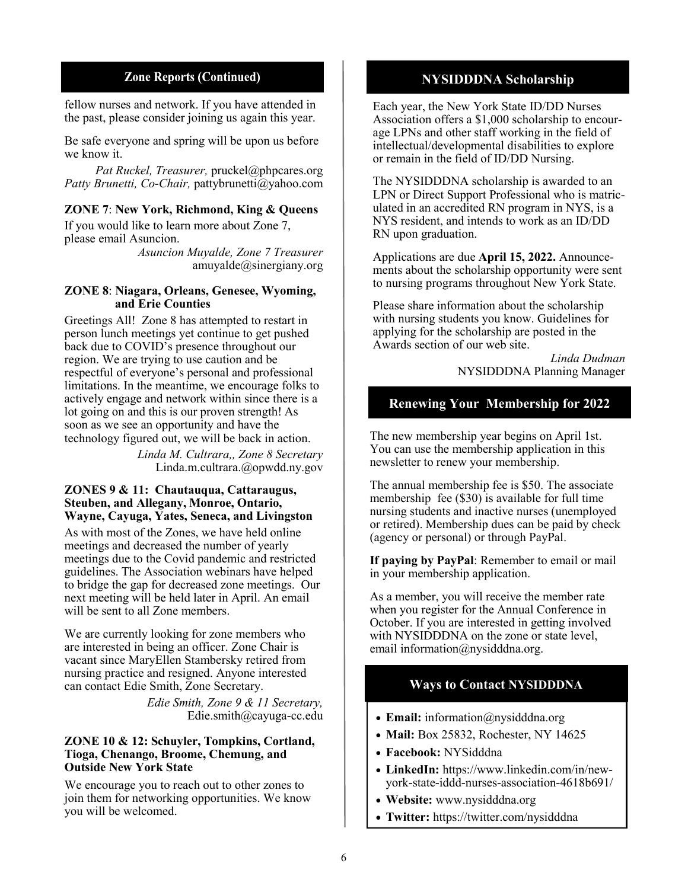## Zone Reports (Continued)

fellow nurses and network. If you have attended in the past, please consider joining us again this year.

Be safe everyone and spring will be upon us before we know it.

*Pat Ruckel, Treasurer,* pruckel@phpcares.org
*Patty Brunetti, Co-Chair,* pattybrunetti@yahoo.com

**ZONE 7**: **New York, Richmond, King & Queens**

If you would like to learn more about Zone 7, please email Asuncion.

*Asuncion Muyalde, Zone 7 Treasurer*
amuyalde@sinergiany.org

**ZONE 8**: **Niagara, Orleans, Genesee, Wyoming, and Erie Counties**

Greetings All! Zone 8 has attempted to restart in person lunch meetings yet continue to get pushed back due to COVID's presence throughout our region. We are trying to use caution and be respectful of everyone's personal and professional limitations. In the meantime, we encourage folks to actively engage and network within since there is a lot going on and this is our proven strength! As soon as we see an opportunity and have the technology figured out, we will be back in action.

*Linda M. Cultrara,, Zone 8 Secretary*
Linda.m.cultrara.@opwdd.ny.gov

**ZONES 9 & 11: Chautauqua, Cattaraugus, Steuben, and Allegany, Monroe, Ontario, Wayne, Cayuga, Yates, Seneca, and Livingston**

As with most of the Zones, we have held online meetings and decreased the number of yearly meetings due to the Covid pandemic and restricted guidelines. The Association webinars have helped to bridge the gap for decreased zone meetings. Our next meeting will be held later in April. An email will be sent to all Zone members.

We are currently looking for zone members who are interested in being an officer. Zone Chair is vacant since MaryEllen Stambersky retired from nursing practice and resigned. Anyone interested can contact Edie Smith, Zone Secretary.

*Edie Smith, Zone 9 & 11 Secretary,*
Edie.smith@cayuga-cc.edu

**ZONE 10 & 12: Schuyler, Tompkins, Cortland, Tioga, Chenango, Broome, Chemung, and Outside New York State**

We encourage you to reach out to other zones to join them for networking opportunities. We know you will be welcomed.

## NYSIDDDNA Scholarship

Each year, the New York State ID/DD Nurses Association offers a $1,000 scholarship to encourage LPNs and other staff working in the field of intellectual/developmental disabilities to explore or remain in the field of ID/DD Nursing.

The NYSIDDDNA scholarship is awarded to an LPN or Direct Support Professional who is matriculated in an accredited RN program in NYS, is a NYS resident, and intends to work as an ID/DD RN upon graduation.

Applications are due **April 15, 2022.** Announcements about the scholarship opportunity were sent to nursing programs throughout New York State.

Please share information about the scholarship with nursing students you know. Guidelines for applying for the scholarship are posted in the Awards section of our web site.

*Linda Dudman*
NYSIDDDNA Planning Manager

## Renewing Your Membership for 2022

The new membership year begins on April 1st. You can use the membership application in this newsletter to renew your membership.

The annual membership fee is $50. The associate membership fee ($30) is available for full time nursing students and inactive nurses (unemployed or retired). Membership dues can be paid by check (agency or personal) or through PayPal.

**If paying by PayPal**: Remember to email or mail in your membership application.

As a member, you will receive the member rate when you register for the Annual Conference in October. If you are interested in getting involved with NYSIDDDNA on the zone or state level, email information@nysidddna.org.

## Ways to Contact NYSIDDDNA

- **Email:** information@nysidddna.org
- **Mail:** Box 25832, Rochester, NY 14625
- **Facebook:** NYSidddna
- **LinkedIn:** https://www.linkedin.com/in/new-york-state-iddd-nurses-association-4618b691/
- **Website:** www.nysidddna.org
- **Twitter:** https://twitter.com/nysidddna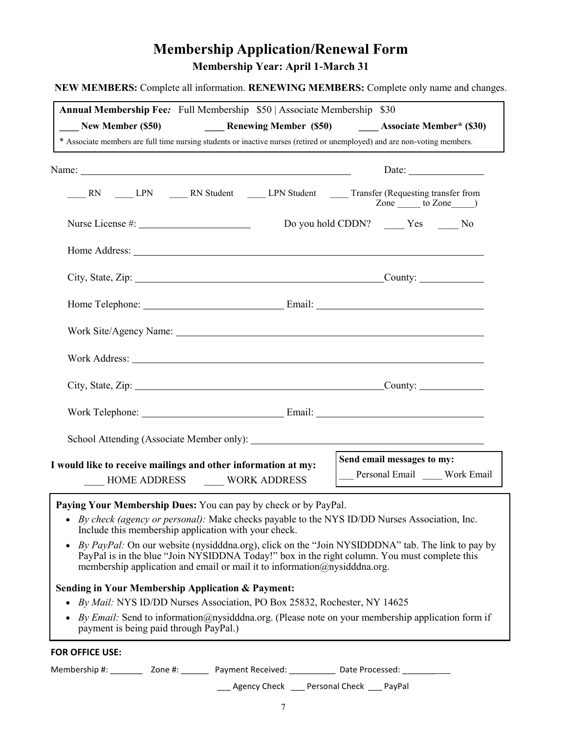# Membership Application/Renewal Form

**Membership Year: April 1-March 31**

**NEW MEMBERS:** Complete all information. **RENEWING MEMBERS:** Complete only name and changes.

**Annual Membership Fee*:*** Full Membership $50 | Associate Membership $30

**____ New Member ($50)** **____ Renewing Member ($50)** **____ Associate Member* ($30)**

* Associate members are full time nursing students or inactive nurses (retired or unemployed) and are non-voting members.

Name: ______________________________ Date: ______________

____ RN ____ LPN ____ RN Student ____ LPN Student ____ Transfer (Requesting transfer from Zone _____ to Zone_____)

Nurse License #: ____________________ Do you hold CDDN? ____ Yes ____ No

Home Address: ______________________________

City, State, Zip: ______________________________ County: ____________

Home Telephone: ____________________ Email: ____________________

Work Site/Agency Name: ______________________________

Work Address: ______________________________

City, State, Zip: ______________________________ County: ____________

Work Telephone: ____________________ Email: ____________________

School Attending (Associate Member only): ______________________________

**I would like to receive mailings and other information at my:**
____ HOME ADDRESS ____ WORK ADDRESS

**Send email messages to my:**
___ Personal Email ____ Work Email

**Paying Your Membership Dues:** You can pay by check or by PayPal.

- *By check (agency or personal):* Make checks payable to the NYS ID/DD Nurses Association, Inc. Include this membership application with your check.
- *By PayPal:* On our website (nysidddna.org), click on the "Join NYSIDDDNA" tab. The link to pay by PayPal is in the blue "Join NYSIDDNA Today!" box in the right column. You must complete this membership application and email or mail it to information@nysidddna.org.

**Sending in Your Membership Application & Payment:**

- *By Mail:* NYS ID/DD Nurses Association, PO Box 25832, Rochester, NY 14625
- *By Email:* Send to information@nysidddna.org. (Please note on your membership application form if payment is being paid through PayPal.)

**FOR OFFICE USE:**

Membership #: _______ Zone #: ______ Payment Received: __________ Date Processed: ___________

___ Agency Check ___ Personal Check ___ PayPal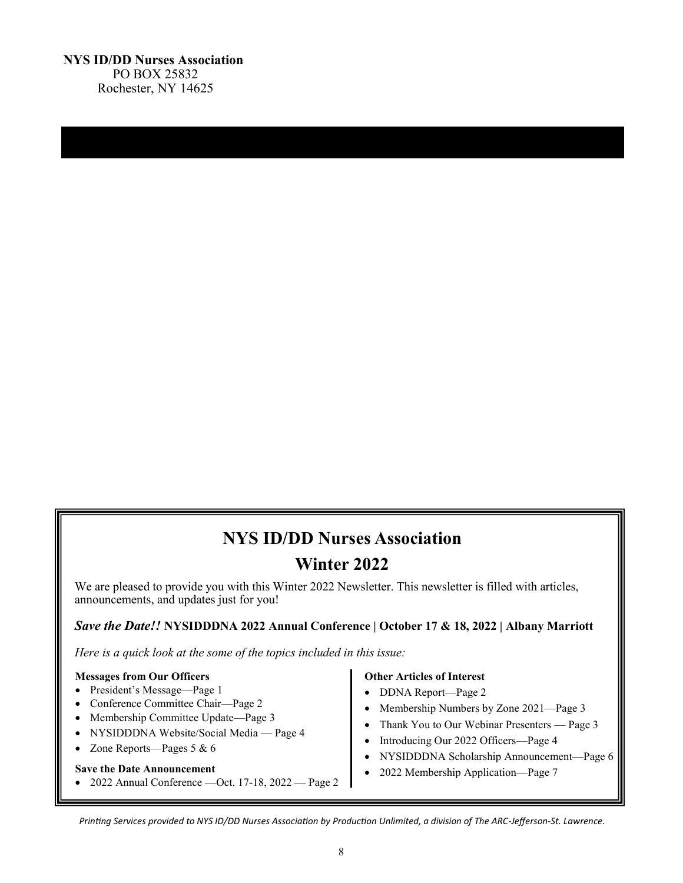**NYS ID/DD Nurses Association**
PO BOX 25832
Rochester, NY 14625

# NYS ID/DD Nurses Association

## Winter 2022

We are pleased to provide you with this Winter 2022 Newsletter. This newsletter is filled with articles, announcements, and updates just for you!

***Save the Date!!*** **NYSIDDDNA 2022 Annual Conference | October 17 & 18, 2022 | Albany Marriott**

*Here is a quick look at the some of the topics included in this issue:*

**Messages from Our Officers**

- President's Message—Page 1
- Conference Committee Chair—Page 2
- Membership Committee Update—Page 3
- NYSIDDDNA Website/Social Media — Page 4
- Zone Reports—Pages 5 & 6

**Save the Date Announcement**

- 2022 Annual Conference —Oct. 17-18, 2022 — Page 2

**Other Articles of Interest**

- DDNA Report—Page 2
- Membership Numbers by Zone 2021—Page 3
- Thank You to Our Webinar Presenters — Page 3
- Introducing Our 2022 Officers—Page 4
- NYSIDDDNA Scholarship Announcement—Page 6
- 2022 Membership Application—Page 7

*Printing Services provided to NYS ID/DD Nurses Association by Production Unlimited, a division of The ARC-Jefferson-St. Lawrence.*